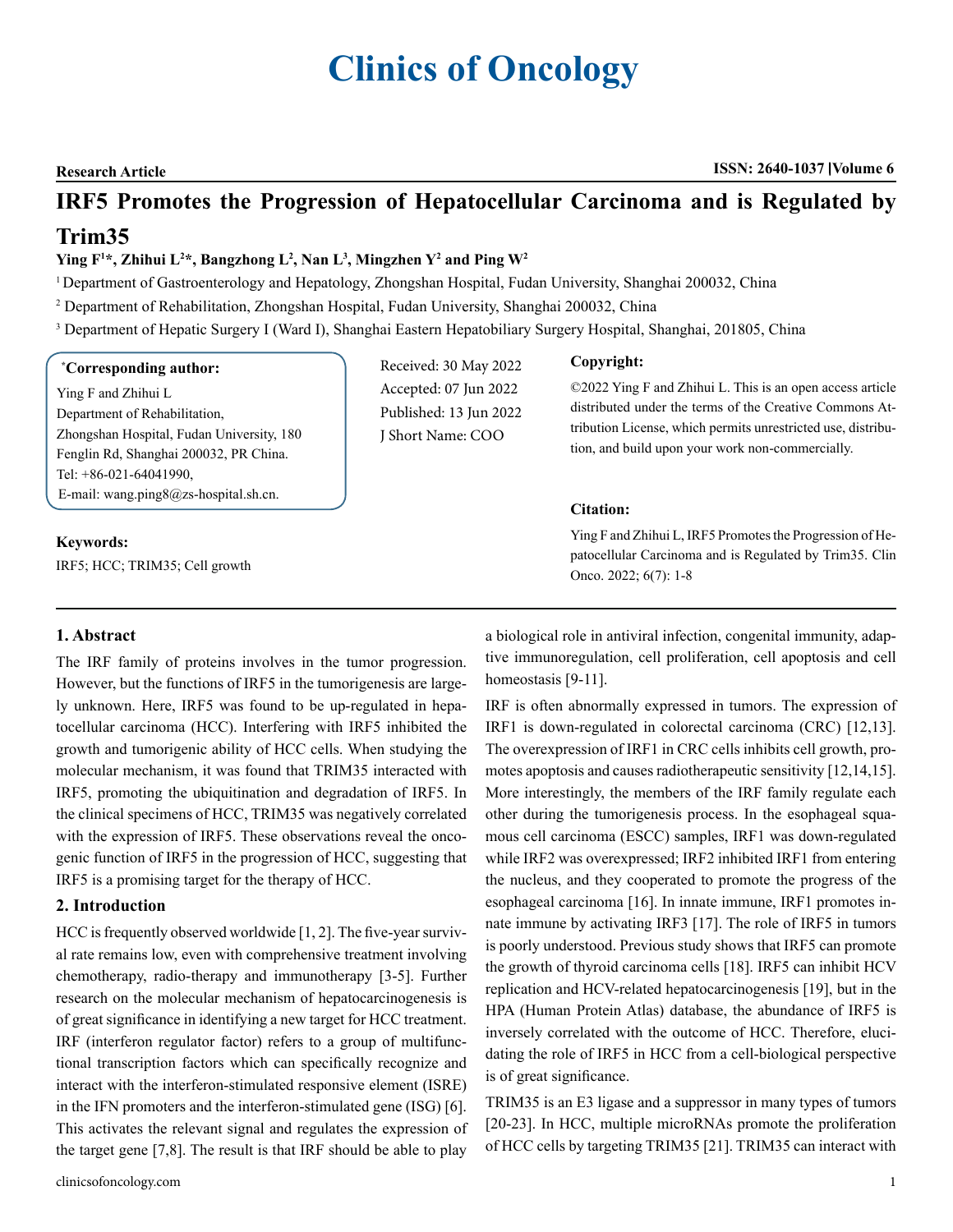# Clinics of Oncology

**Research Article** | **ISSN: 2640-1037 |Volume 6**

# IRF5 Promotes the Progression of Hepatocellular Carcinoma and is Regulated by Trim35

**Ying F[1]*, Zhihui L[2]*, Bangzhong L[2], Nan L[3], Mingzhen Y[2] and Ping W[2]**

[1] Department of Gastroenterology and Hepatology, Zhongshan Hospital, Fudan University, Shanghai 200032, China

[2] Department of Rehabilitation, Zhongshan Hospital, Fudan University, Shanghai 200032, China

[3] Department of Hepatic Surgery I (Ward I), Shanghai Eastern Hepatobiliary Surgery Hospital, Shanghai, 201805, China

**\*Corresponding author:**
Ying F and Zhihui L
Department of Rehabilitation,
Zhongshan Hospital, Fudan University, 180 Fenglin Rd, Shanghai 200032, PR China.
Tel: +86-021-64041990,
E-mail: wang.ping8@zs-hospital.sh.cn.

Received: 30 May 2022
Accepted: 07 Jun 2022
Published: 13 Jun 2022
J Short Name: COO

**Copyright:**

©2022 Ying F and Zhihui L. This is an open access article distributed under the terms of the Creative Commons Attribution License, which permits unrestricted use, distribution, and build upon your work non-commercially.

**Citation:**

Ying F and Zhihui L, IRF5 Promotes the Progression of Hepatocellular Carcinoma and is Regulated by Trim35. Clin Onco. 2022; 6(7): 1-8

**Keywords:**

IRF5; HCC; TRIM35; Cell growth

## 1. Abstract

The IRF family of proteins involves in the tumor progression. However, but the functions of IRF5 in the tumorigenesis are largely unknown. Here, IRF5 was found to be up-regulated in hepatocellular carcinoma (HCC). Interfering with IRF5 inhibited the growth and tumorigenic ability of HCC cells. When studying the molecular mechanism, it was found that TRIM35 interacted with IRF5, promoting the ubiquitination and degradation of IRF5. In the clinical specimens of HCC, TRIM35 was negatively correlated with the expression of IRF5. These observations reveal the oncogenic function of IRF5 in the progression of HCC, suggesting that IRF5 is a promising target for the therapy of HCC.

## 2. Introduction

HCC is frequently observed worldwide [1, 2]. The five-year survival rate remains low, even with comprehensive treatment involving chemotherapy, radio-therapy and immunotherapy [3-5]. Further research on the molecular mechanism of hepatocarcinogenesis is of great significance in identifying a new target for HCC treatment. IRF (interferon regulator factor) refers to a group of multifunctional transcription factors which can specifically recognize and interact with the interferon-stimulated responsive element (ISRE) in the IFN promoters and the interferon-stimulated gene (ISG) [6]. This activates the relevant signal and regulates the expression of the target gene [7,8]. The result is that IRF should be able to play a biological role in antiviral infection, congenital immunity, adaptive immunoregulation, cell proliferation, cell apoptosis and cell homeostasis [9-11].

IRF is often abnormally expressed in tumors. The expression of IRF1 is down-regulated in colorectal carcinoma (CRC) [12,13]. The overexpression of IRF1 in CRC cells inhibits cell growth, promotes apoptosis and causes radiotherapeutic sensitivity [12,14,15]. More interestingly, the members of the IRF family regulate each other during the tumorigenesis process. In the esophageal squamous cell carcinoma (ESCC) samples, IRF1 was down-regulated while IRF2 was overexpressed; IRF2 inhibited IRF1 from entering the nucleus, and they cooperated to promote the progress of the esophageal carcinoma [16]. In innate immune, IRF1 promotes innate immune by activating IRF3 [17]. The role of IRF5 in tumors is poorly understood. Previous study shows that IRF5 can promote the growth of thyroid carcinoma cells [18]. IRF5 can inhibit HCV replication and HCV-related hepatocarcinogenesis [19], but in the HPA (Human Protein Atlas) database, the abundance of IRF5 is inversely correlated with the outcome of HCC. Therefore, elucidating the role of IRF5 in HCC from a cell-biological perspective is of great significance.

TRIM35 is an E3 ligase and a suppressor in many types of tumors [20-23]. In HCC, multiple microRNAs promote the proliferation of HCC cells by targeting TRIM35 [21]. TRIM35 can interact with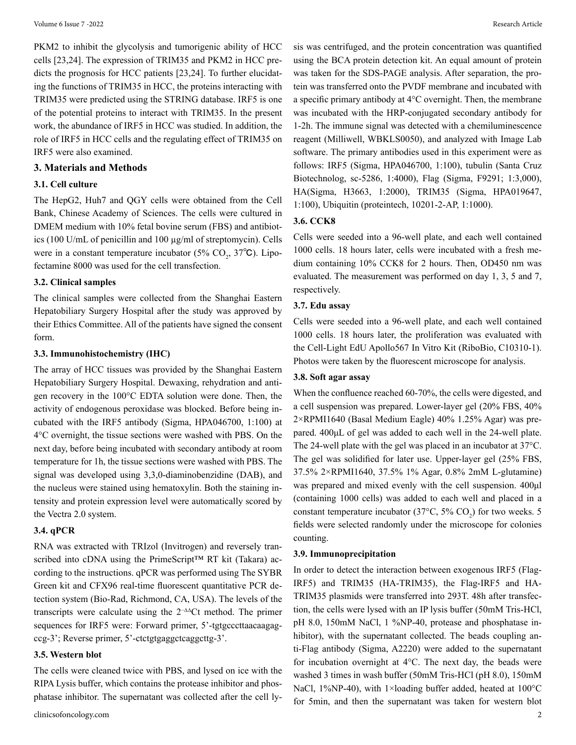PKM2 to inhibit the glycolysis and tumorigenic ability of HCC cells [23,24]. The expression of TRIM35 and PKM2 in HCC predicts the prognosis for HCC patients [23,24]. To further elucidating the functions of TRIM35 in HCC, the proteins interacting with TRIM35 were predicted using the STRING database. IRF5 is one of the potential proteins to interact with TRIM35. In the present work, the abundance of IRF5 in HCC was studied. In addition, the role of IRF5 in HCC cells and the regulating effect of TRIM35 on IRF5 were also examined.

## 3. Materials and Methods

### 3.1. Cell culture

The HepG2, Huh7 and QGY cells were obtained from the Cell Bank, Chinese Academy of Sciences. The cells were cultured in DMEM medium with 10% fetal bovine serum (FBS) and antibiotics (100 U/mL of penicillin and 100 µg/ml of streptomycin). Cells were in a constant temperature incubator (5% $CO_2$, 37℃). Lipofectamine 8000 was used for the cell transfection.

### 3.2. Clinical samples

The clinical samples were collected from the Shanghai Eastern Hepatobiliary Surgery Hospital after the study was approved by their Ethics Committee. All of the patients have signed the consent form.

### 3.3. Immunohistochemistry (IHC)

The array of HCC tissues was provided by the Shanghai Eastern Hepatobiliary Surgery Hospital. Dewaxing, rehydration and antigen recovery in the 100°C EDTA solution were done. Then, the activity of endogenous peroxidase was blocked. Before being incubated with the IRF5 antibody (Sigma, HPA046700, 1:100) at 4°C overnight, the tissue sections were washed with PBS. On the next day, before being incubated with secondary antibody at room temperature for 1h, the tissue sections were washed with PBS. The signal was developed using 3,3,0-diaminobenzidine (DAB), and the nucleus were stained using hematoxylin. Both the staining intensity and protein expression level were automatically scored by the Vectra 2.0 system.

### 3.4. qPCR

RNA was extracted with TRIzol (Invitrogen) and reversely transcribed into cDNA using the PrimeScript™ RT kit (Takara) according to the instructions. qPCR was performed using The SYBR Green kit and CFX96 real-time fluorescent quantitative PCR detection system (Bio-Rad, Richmond, CA, USA). The levels of the transcripts were calculate using the $2^{-\Delta\Delta}$Ct method. The primer sequences for IRF5 were: Forward primer, 5'-tgtgcccttaacaagagccg-3'; Reverse primer, 5'-ctctgtgaggctcaggcttg-3'.

### 3.5. Western blot

The cells were cleaned twice with PBS, and lysed on ice with the RIPA Lysis buffer, which contains the protease inhibitor and phosphatase inhibitor. The supernatant was collected after the cell lysis was centrifuged, and the protein concentration was quantified using the BCA protein detection kit. An equal amount of protein was taken for the SDS-PAGE analysis. After separation, the protein was transferred onto the PVDF membrane and incubated with a specific primary antibody at 4°C overnight. Then, the membrane was incubated with the HRP-conjugated secondary antibody for 1-2h. The immune signal was detected with a chemiluminescence reagent (Milliwell, WBKLS0050), and analyzed with Image Lab software. The primary antibodies used in this experiment were as follows: IRF5 (Sigma, HPA046700, 1:100), tubulin (Santa Cruz Biotechnolog, sc-5286, 1:4000), Flag (Sigma, F9291; 1:3,000), HA(Sigma, H3663, 1:2000), TRIM35 (Sigma, HPA019647, 1:100), Ubiquitin (proteintech, 10201-2-AP, 1:1000).

### 3.6. CCK8

Cells were seeded into a 96-well plate, and each well contained 1000 cells. 18 hours later, cells were incubated with a fresh medium containing 10% CCK8 for 2 hours. Then, OD450 nm was evaluated. The measurement was performed on day 1, 3, 5 and 7, respectively.

### 3.7. Edu assay

Cells were seeded into a 96-well plate, and each well contained 1000 cells. 18 hours later, the proliferation was evaluated with the Cell-Light EdU Apollo567 In Vitro Kit (RiboBio, C10310-1). Photos were taken by the fluorescent microscope for analysis.

### 3.8. Soft agar assay

When the confluence reached 60-70%, the cells were digested, and a cell suspension was prepared. Lower-layer gel (20% FBS, 40% 2×RPMI1640 (Basal Medium Eagle) 40% 1.25% Agar) was prepared. 400µL of gel was added to each well in the 24-well plate. The 24-well plate with the gel was placed in an incubator at 37°C. The gel was solidified for later use. Upper-layer gel (25% FBS, 37.5% 2×RPMI1640, 37.5% 1% Agar, 0.8% 2mM L-glutamine) was prepared and mixed evenly with the cell suspension. 400µl (containing 1000 cells) was added to each well and placed in a constant temperature incubator (37°C, 5% $CO_2$) for two weeks. 5 fields were selected randomly under the microscope for colonies counting.

### 3.9. Immunoprecipitation

In order to detect the interaction between exogenous IRF5 (Flag-IRF5) and TRIM35 (HA-TRIM35), the Flag-IRF5 and HA-TRIM35 plasmids were transferred into 293T. 48h after transfection, the cells were lysed with an IP lysis buffer (50mM Tris-HCl, pH 8.0, 150mM NaCl, 1 %NP-40, protease and phosphatase inhibitor), with the supernatant collected. The beads coupling anti-Flag antibody (Sigma, A2220) were added to the supernatant for incubation overnight at 4°C. The next day, the beads were washed 3 times in wash buffer (50mM Tris-HCl (pH 8.0), 150mM NaCl, 1%NP-40), with 1×loading buffer added, heated at 100°C for 5min, and then the supernatant was taken for western blot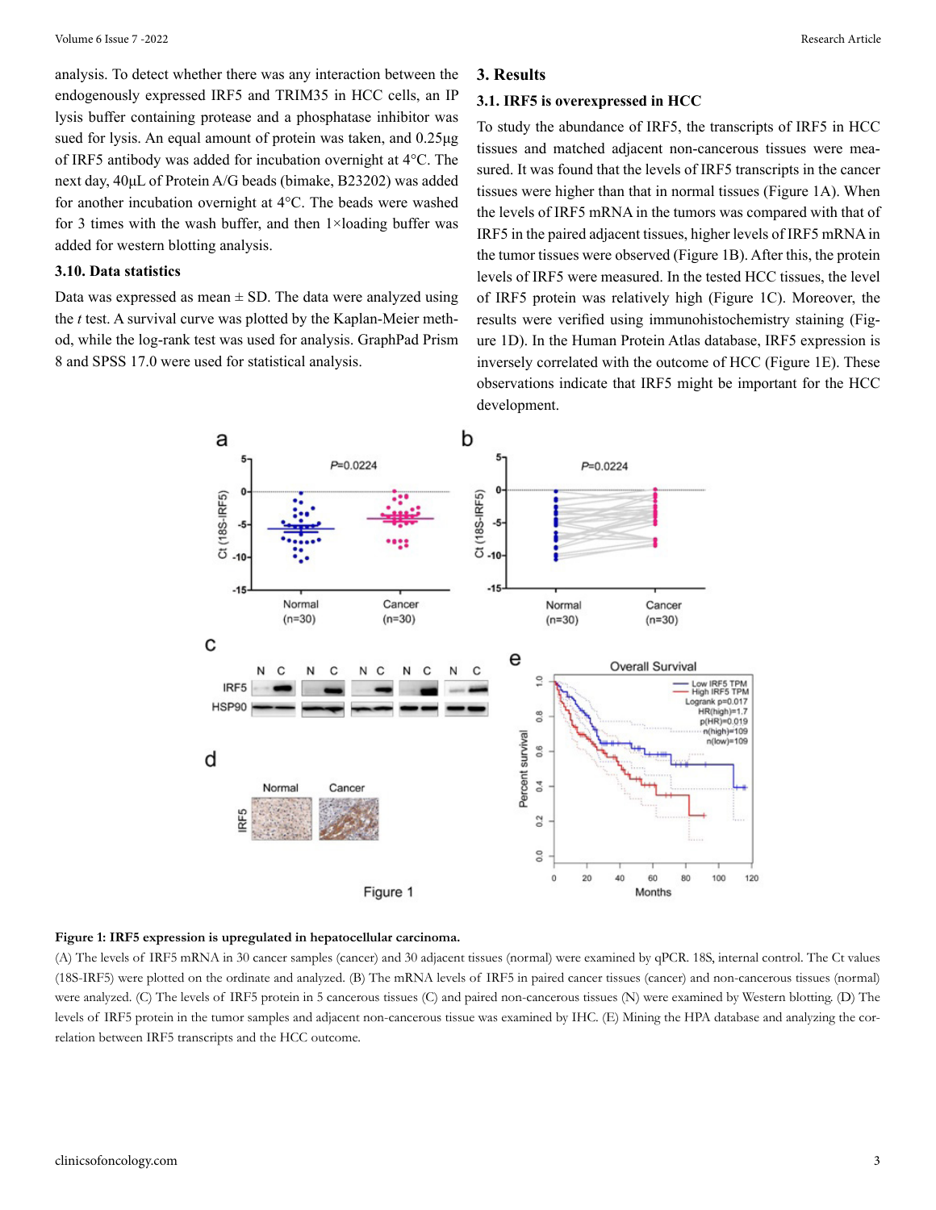analysis. To detect whether there was any interaction between the endogenously expressed IRF5 and TRIM35 in HCC cells, an IP lysis buffer containing protease and a phosphatase inhibitor was sued for lysis. An equal amount of protein was taken, and 0.25μg of IRF5 antibody was added for incubation overnight at 4°C. The next day, 40μL of Protein A/G beads (bimake, B23202) was added for another incubation overnight at 4°C. The beads were washed for 3 times with the wash buffer, and then 1×loading buffer was added for western blotting analysis.

### 3.10. Data statistics

Data was expressed as mean ± SD. The data were analyzed using the *t* test. A survival curve was plotted by the Kaplan-Meier method, while the log-rank test was used for analysis. GraphPad Prism 8 and SPSS 17.0 were used for statistical analysis.

## 3. Results

### 3.1. IRF5 is overexpressed in HCC

To study the abundance of IRF5, the transcripts of IRF5 in HCC tissues and matched adjacent non-cancerous tissues were measured. It was found that the levels of IRF5 transcripts in the cancer tissues were higher than that in normal tissues (Figure 1A). When the levels of IRF5 mRNA in the tumors was compared with that of IRF5 in the paired adjacent tissues, higher levels of IRF5 mRNA in the tumor tissues were observed (Figure 1B). After this, the protein levels of IRF5 were measured. In the tested HCC tissues, the level of IRF5 protein was relatively high (Figure 1C). Moreover, the results were verified using immunohistochemistry staining (Figure 1D). In the Human Protein Atlas database, IRF5 expression is inversely correlated with the outcome of HCC (Figure 1E). These observations indicate that IRF5 might be important for the HCC development.

**Figure 1: IRF5 expression is upregulated in hepatocellular carcinoma.**

(A) The levels of IRF5 mRNA in 30 cancer samples (cancer) and 30 adjacent tissues (normal) were examined by qPCR. 18S, internal control. The Ct values (18S-IRF5) were plotted on the ordinate and analyzed. (B) The mRNA levels of IRF5 in paired cancer tissues (cancer) and non-cancerous tissues (normal) were analyzed. (C) The levels of IRF5 protein in 5 cancerous tissues (C) and paired non-cancerous tissues (N) were examined by Western blotting. (D) The levels of IRF5 protein in the tumor samples and adjacent non-cancerous tissue was examined by IHC. (E) Mining the HPA database and analyzing the correlation between IRF5 transcripts and the HCC outcome.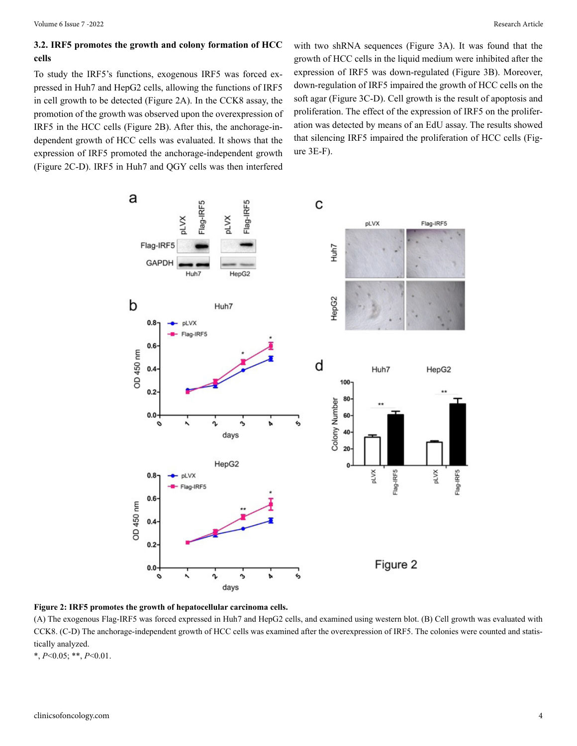### 3.2. IRF5 promotes the growth and colony formation of HCC cells

To study the IRF5's functions, exogenous IRF5 was forced expressed in Huh7 and HepG2 cells, allowing the functions of IRF5 in cell growth to be detected (Figure 2A). In the CCK8 assay, the promotion of the growth was observed upon the overexpression of IRF5 in the HCC cells (Figure 2B). After this, the anchorage-independent growth of HCC cells was evaluated. It shows that the expression of IRF5 promoted the anchorage-independent growth (Figure 2C-D). IRF5 in Huh7 and QGY cells was then interfered with two shRNA sequences (Figure 3A). It was found that the growth of HCC cells in the liquid medium were inhibited after the expression of IRF5 was down-regulated (Figure 3B). Moreover, down-regulation of IRF5 impaired the growth of HCC cells on the soft agar (Figure 3C-D). Cell growth is the result of apoptosis and proliferation. The effect of the expression of IRF5 on the proliferation was detected by means of an EdU assay. The results showed that silencing IRF5 impaired the proliferation of HCC cells (Figure 3E-F).

**Figure 2: IRF5 promotes the growth of hepatocellular carcinoma cells.**

(A) The exogenous Flag-IRF5 was forced expressed in Huh7 and HepG2 cells, and examined using western blot. (B) Cell growth was evaluated with CCK8. (C-D) The anchorage-independent growth of HCC cells was examined after the overexpression of IRF5. The colonies were counted and statistically analyzed.

*, $P<0.05$; **, $P<0.01$.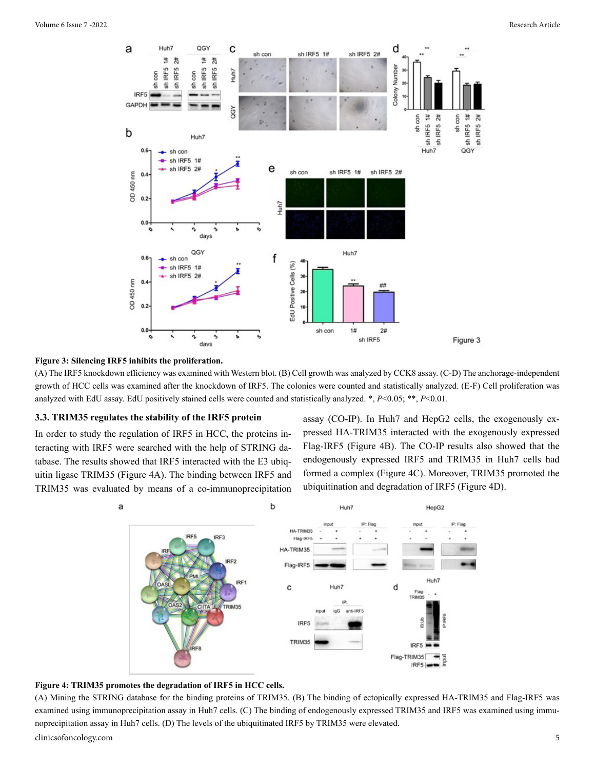**Figure 3: Silencing IRF5 inhibits the proliferation.**

(A) The IRF5 knockdown efficiency was examined with Western blot. (B) Cell growth was analyzed by CCK8 assay. (C-D) The anchorage-independent growth of HCC cells was examined after the knockdown of IRF5. The colonies were counted and statistically analyzed. (E-F) Cell proliferation was analyzed with EdU assay. EdU positively stained cells were counted and statistically analyzed. *, $P<0.05$; **, $P<0.01$.

### 3.3. TRIM35 regulates the stability of the IRF5 protein

In order to study the regulation of IRF5 in HCC, the proteins interacting with IRF5 were searched with the help of STRING database. The results showed that IRF5 interacted with the E3 ubiquitin ligase TRIM35 (Figure 4A). The binding between IRF5 and TRIM35 was evaluated by means of a co-immunoprecipitation assay (CO-IP). In Huh7 and HepG2 cells, the exogenously expressed HA-TRIM35 interacted with the exogenously expressed Flag-IRF5 (Figure 4B). The CO-IP results also showed that the endogenously expressed IRF5 and TRIM35 in Huh7 cells had formed a complex (Figure 4C). Moreover, TRIM35 promoted the ubiquitination and degradation of IRF5 (Figure 4D).

**Figure 4: TRIM35 promotes the degradation of IRF5 in HCC cells.**

(A) Mining the STRING database for the binding proteins of TRIM35. (B) The binding of ectopically expressed HA-TRIM35 and Flag-IRF5 was examined using immunoprecipitation assay in Huh7 cells. (C) The binding of endogenously expressed TRIM35 and IRF5 was examined using immunoprecipitation assay in Huh7 cells. (D) The levels of the ubiquitinated IRF5 by TRIM35 were elevated.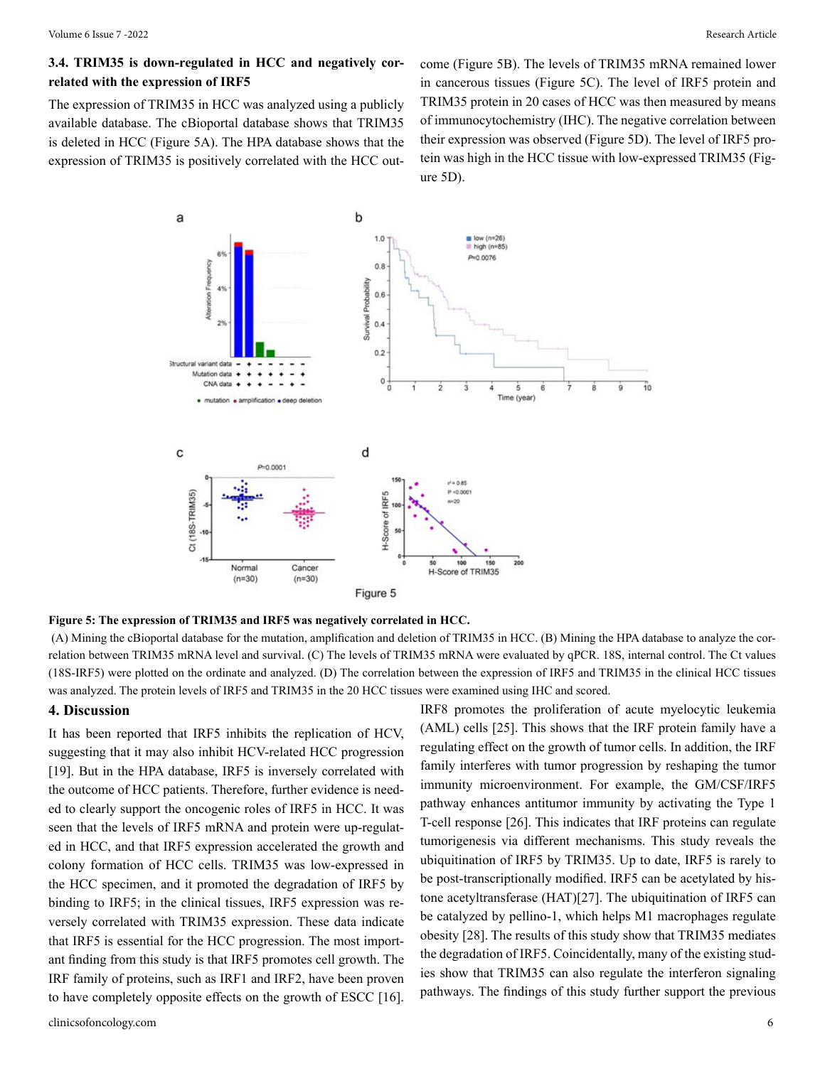### 3.4. TRIM35 is down-regulated in HCC and negatively correlated with the expression of IRF5

The expression of TRIM35 in HCC was analyzed using a publicly available database. The cBioportal database shows that TRIM35 is deleted in HCC (Figure 5A). The HPA database shows that the expression of TRIM35 is positively correlated with the HCC outcome (Figure 5B). The levels of TRIM35 mRNA remained lower in cancerous tissues (Figure 5C). The level of IRF5 protein and TRIM35 protein in 20 cases of HCC was then measured by means of immunocytochemistry (IHC). The negative correlation between their expression was observed (Figure 5D). The level of IRF5 protein was high in the HCC tissue with low-expressed TRIM35 (Figure 5D).

**Figure 5: The expression of TRIM35 and IRF5 was negatively correlated in HCC.**

(A) Mining the cBioportal database for the mutation, amplification and deletion of TRIM35 in HCC. (B) Mining the HPA database to analyze the correlation between TRIM35 mRNA level and survival. (C) The levels of TRIM35 mRNA were evaluated by qPCR. 18S, internal control. The Ct values (18S-IRF5) were plotted on the ordinate and analyzed. (D) The correlation between the expression of IRF5 and TRIM35 in the clinical HCC tissues was analyzed. The protein levels of IRF5 and TRIM35 in the 20 HCC tissues were examined using IHC and scored.

## 4. Discussion

It has been reported that IRF5 inhibits the replication of HCV, suggesting that it may also inhibit HCV-related HCC progression [19]. But in the HPA database, IRF5 is inversely correlated with the outcome of HCC patients. Therefore, further evidence is needed to clearly support the oncogenic roles of IRF5 in HCC. It was seen that the levels of IRF5 mRNA and protein were up-regulated in HCC, and that IRF5 expression accelerated the growth and colony formation of HCC cells. TRIM35 was low-expressed in the HCC specimen, and it promoted the degradation of IRF5 by binding to IRF5; in the clinical tissues, IRF5 expression was reversely correlated with TRIM35 expression. These data indicate that IRF5 is essential for the HCC progression. The most important finding from this study is that IRF5 promotes cell growth. The IRF family of proteins, such as IRF1 and IRF2, have been proven to have completely opposite effects on the growth of ESCC [16]. IRF8 promotes the proliferation of acute myelocytic leukemia (AML) cells [25]. This shows that the IRF protein family have a regulating effect on the growth of tumor cells. In addition, the IRF family interferes with tumor progression by reshaping the tumor immunity microenvironment. For example, the GM/CSF/IRF5 pathway enhances antitumor immunity by activating the Type 1 T-cell response [26]. This indicates that IRF proteins can regulate tumorigenesis via different mechanisms. This study reveals the ubiquitination of IRF5 by TRIM35. Up to date, IRF5 is rarely to be post-transcriptionally modified. IRF5 can be acetylated by histone acetyltransferase (HAT)[27]. The ubiquitination of IRF5 can be catalyzed by pellino-1, which helps M1 macrophages regulate obesity [28]. The results of this study show that TRIM35 mediates the degradation of IRF5. Coincidentally, many of the existing studies show that TRIM35 can also regulate the interferon signaling pathways. The findings of this study further support the previous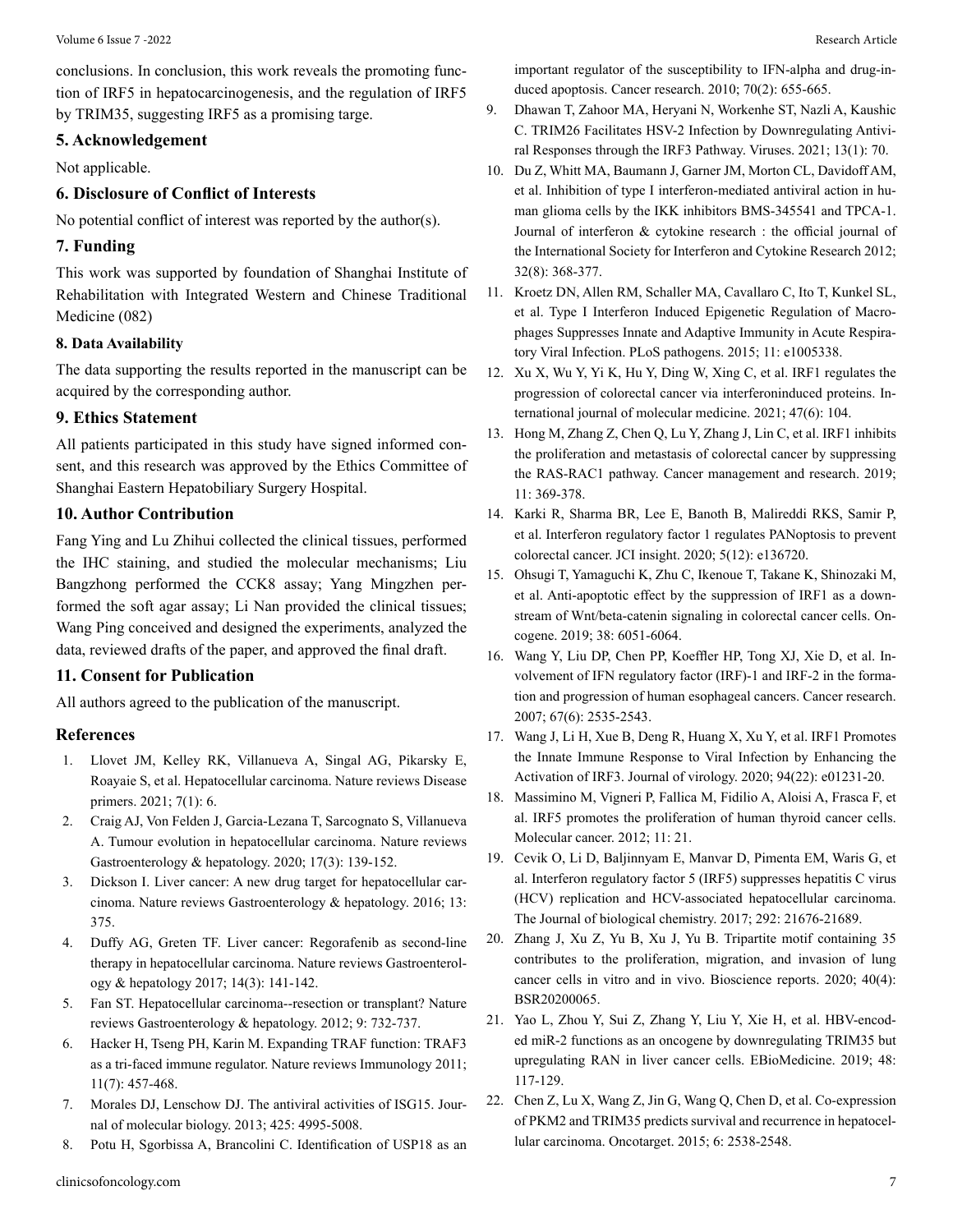conclusions. In conclusion, this work reveals the promoting function of IRF5 in hepatocarcinogenesis, and the regulation of IRF5 by TRIM35, suggesting IRF5 as a promising targe.

## 5. Acknowledgement

Not applicable.

## 6. Disclosure of Conflict of Interests

No potential conflict of interest was reported by the author(s).

## 7. Funding

This work was supported by foundation of Shanghai Institute of Rehabilitation with Integrated Western and Chinese Traditional Medicine (082)

### 8. Data Availability

The data supporting the results reported in the manuscript can be acquired by the corresponding author.

## 9. Ethics Statement

All patients participated in this study have signed informed consent, and this research was approved by the Ethics Committee of Shanghai Eastern Hepatobiliary Surgery Hospital.

## 10. Author Contribution

Fang Ying and Lu Zhihui collected the clinical tissues, performed the IHC staining, and studied the molecular mechanisms; Liu Bangzhong performed the CCK8 assay; Yang Mingzhen performed the soft agar assay; Li Nan provided the clinical tissues; Wang Ping conceived and designed the experiments, analyzed the data, reviewed drafts of the paper, and approved the final draft.

## 11. Consent for Publication

All authors agreed to the publication of the manuscript.

## References

1. Llovet JM, Kelley RK, Villanueva A, Singal AG, Pikarsky E, Roayaie S, et al. Hepatocellular carcinoma. Nature reviews Disease primers. 2021; 7(1): 6.
2. Craig AJ, Von Felden J, Garcia-Lezana T, Sarcognato S, Villanueva A. Tumour evolution in hepatocellular carcinoma. Nature reviews Gastroenterology & hepatology. 2020; 17(3): 139-152.
3. Dickson I. Liver cancer: A new drug target for hepatocellular carcinoma. Nature reviews Gastroenterology & hepatology. 2016; 13: 375.
4. Duffy AG, Greten TF. Liver cancer: Regorafenib as second-line therapy in hepatocellular carcinoma. Nature reviews Gastroenterology & hepatology 2017; 14(3): 141-142.
5. Fan ST. Hepatocellular carcinoma--resection or transplant? Nature reviews Gastroenterology & hepatology. 2012; 9: 732-737.
6. Hacker H, Tseng PH, Karin M. Expanding TRAF function: TRAF3 as a tri-faced immune regulator. Nature reviews Immunology 2011; 11(7): 457-468.
7. Morales DJ, Lenschow DJ. The antiviral activities of ISG15. Journal of molecular biology. 2013; 425: 4995-5008.
8. Potu H, Sgorbissa A, Brancolini C. Identification of USP18 as an important regulator of the susceptibility to IFN-alpha and drug-induced apoptosis. Cancer research. 2010; 70(2): 655-665.
9. Dhawan T, Zahoor MA, Heryani N, Workenhe ST, Nazli A, Kaushic C. TRIM26 Facilitates HSV-2 Infection by Downregulating Antiviral Responses through the IRF3 Pathway. Viruses. 2021; 13(1): 70.
10. Du Z, Whitt MA, Baumann J, Garner JM, Morton CL, Davidoff AM, et al. Inhibition of type I interferon-mediated antiviral action in human glioma cells by the IKK inhibitors BMS-345541 and TPCA-1. Journal of interferon & cytokine research : the official journal of the International Society for Interferon and Cytokine Research 2012; 32(8): 368-377.
11. Kroetz DN, Allen RM, Schaller MA, Cavallaro C, Ito T, Kunkel SL, et al. Type I Interferon Induced Epigenetic Regulation of Macrophages Suppresses Innate and Adaptive Immunity in Acute Respiratory Viral Infection. PLoS pathogens. 2015; 11: e1005338.
12. Xu X, Wu Y, Yi K, Hu Y, Ding W, Xing C, et al. IRF1 regulates the progression of colorectal cancer via interferoninduced proteins. International journal of molecular medicine. 2021; 47(6): 104.
13. Hong M, Zhang Z, Chen Q, Lu Y, Zhang J, Lin C, et al. IRF1 inhibits the proliferation and metastasis of colorectal cancer by suppressing the RAS-RAC1 pathway. Cancer management and research. 2019; 11: 369-378.
14. Karki R, Sharma BR, Lee E, Banoth B, Malireddi RKS, Samir P, et al. Interferon regulatory factor 1 regulates PANoptosis to prevent colorectal cancer. JCI insight. 2020; 5(12): e136720.
15. Ohsugi T, Yamaguchi K, Zhu C, Ikenoue T, Takane K, Shinozaki M, et al. Anti-apoptotic effect by the suppression of IRF1 as a downstream of Wnt/beta-catenin signaling in colorectal cancer cells. Oncogene. 2019; 38: 6051-6064.
16. Wang Y, Liu DP, Chen PP, Koeffler HP, Tong XJ, Xie D, et al. Involvement of IFN regulatory factor (IRF)-1 and IRF-2 in the formation and progression of human esophageal cancers. Cancer research. 2007; 67(6): 2535-2543.
17. Wang J, Li H, Xue B, Deng R, Huang X, Xu Y, et al. IRF1 Promotes the Innate Immune Response to Viral Infection by Enhancing the Activation of IRF3. Journal of virology. 2020; 94(22): e01231-20.
18. Massimino M, Vigneri P, Fallica M, Fidilio A, Aloisi A, Frasca F, et al. IRF5 promotes the proliferation of human thyroid cancer cells. Molecular cancer. 2012; 11: 21.
19. Cevik O, Li D, Baljinnyam E, Manvar D, Pimenta EM, Waris G, et al. Interferon regulatory factor 5 (IRF5) suppresses hepatitis C virus (HCV) replication and HCV-associated hepatocellular carcinoma. The Journal of biological chemistry. 2017; 292: 21676-21689.
20. Zhang J, Xu Z, Yu B, Xu J, Yu B. Tripartite motif containing 35 contributes to the proliferation, migration, and invasion of lung cancer cells in vitro and in vivo. Bioscience reports. 2020; 40(4): BSR20200065.
21. Yao L, Zhou Y, Sui Z, Zhang Y, Liu Y, Xie H, et al. HBV-encoded miR-2 functions as an oncogene by downregulating TRIM35 but upregulating RAN in liver cancer cells. EBioMedicine. 2019; 48: 117-129.
22. Chen Z, Lu X, Wang Z, Jin G, Wang Q, Chen D, et al. Co-expression of PKM2 and TRIM35 predicts survival and recurrence in hepatocellular carcinoma. Oncotarget. 2015; 6: 2538-2548.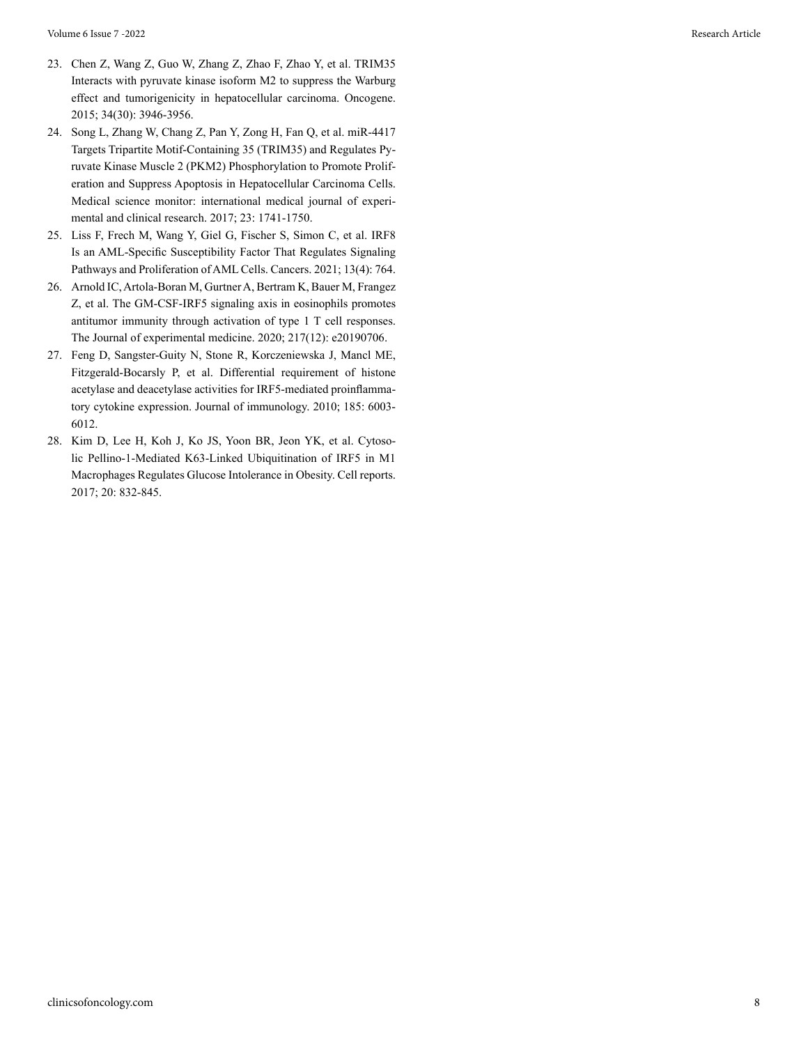23. Chen Z, Wang Z, Guo W, Zhang Z, Zhao F, Zhao Y, et al. TRIM35 Interacts with pyruvate kinase isoform M2 to suppress the Warburg effect and tumorigenicity in hepatocellular carcinoma. Oncogene. 2015; 34(30): 3946-3956.
24. Song L, Zhang W, Chang Z, Pan Y, Zong H, Fan Q, et al. miR-4417 Targets Tripartite Motif-Containing 35 (TRIM35) and Regulates Pyruvate Kinase Muscle 2 (PKM2) Phosphorylation to Promote Proliferation and Suppress Apoptosis in Hepatocellular Carcinoma Cells. Medical science monitor: international medical journal of experimental and clinical research. 2017; 23: 1741-1750.
25. Liss F, Frech M, Wang Y, Giel G, Fischer S, Simon C, et al. IRF8 Is an AML-Specific Susceptibility Factor That Regulates Signaling Pathways and Proliferation of AML Cells. Cancers. 2021; 13(4): 764.
26. Arnold IC, Artola-Boran M, Gurtner A, Bertram K, Bauer M, Frangez Z, et al. The GM-CSF-IRF5 signaling axis in eosinophils promotes antitumor immunity through activation of type 1 T cell responses. The Journal of experimental medicine. 2020; 217(12): e20190706.
27. Feng D, Sangster-Guity N, Stone R, Korczeniewska J, Mancl ME, Fitzgerald-Bocarsly P, et al. Differential requirement of histone acetylase and deacetylase activities for IRF5-mediated proinflammatory cytokine expression. Journal of immunology. 2010; 185: 6003-6012.
28. Kim D, Lee H, Koh J, Ko JS, Yoon BR, Jeon YK, et al. Cytosolic Pellino-1-Mediated K63-Linked Ubiquitination of IRF5 in M1 Macrophages Regulates Glucose Intolerance in Obesity. Cell reports. 2017; 20: 832-845.